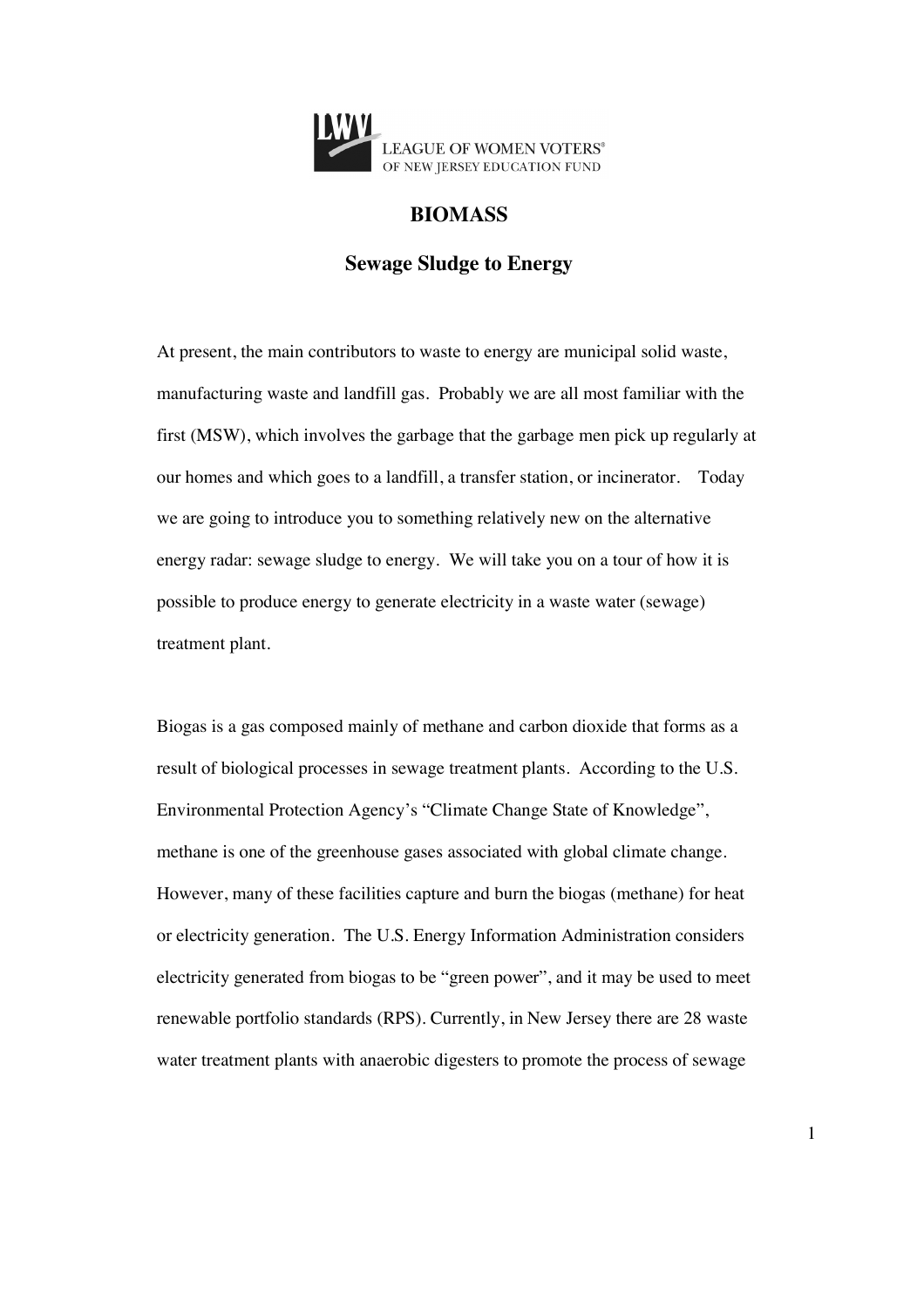LEAGUE OF WOMEN VOTERS®
OF NEW JERSEY EDUCATION FUND

# BIOMASS

## Sewage Sludge to Energy

At present, the main contributors to waste to energy are municipal solid waste, manufacturing waste and landfill gas. Probably we are all most familiar with the first (MSW), which involves the garbage that the garbage men pick up regularly at our homes and which goes to a landfill, a transfer station, or incinerator. Today we are going to introduce you to something relatively new on the alternative energy radar: sewage sludge to energy. We will take you on a tour of how it is possible to produce energy to generate electricity in a waste water (sewage) treatment plant.

Biogas is a gas composed mainly of methane and carbon dioxide that forms as a result of biological processes in sewage treatment plants. According to the U.S. Environmental Protection Agency's "Climate Change State of Knowledge", methane is one of the greenhouse gases associated with global climate change. However, many of these facilities capture and burn the biogas (methane) for heat or electricity generation. The U.S. Energy Information Administration considers electricity generated from biogas to be "green power", and it may be used to meet renewable portfolio standards (RPS). Currently, in New Jersey there are 28 waste water treatment plants with anaerobic digesters to promote the process of sewage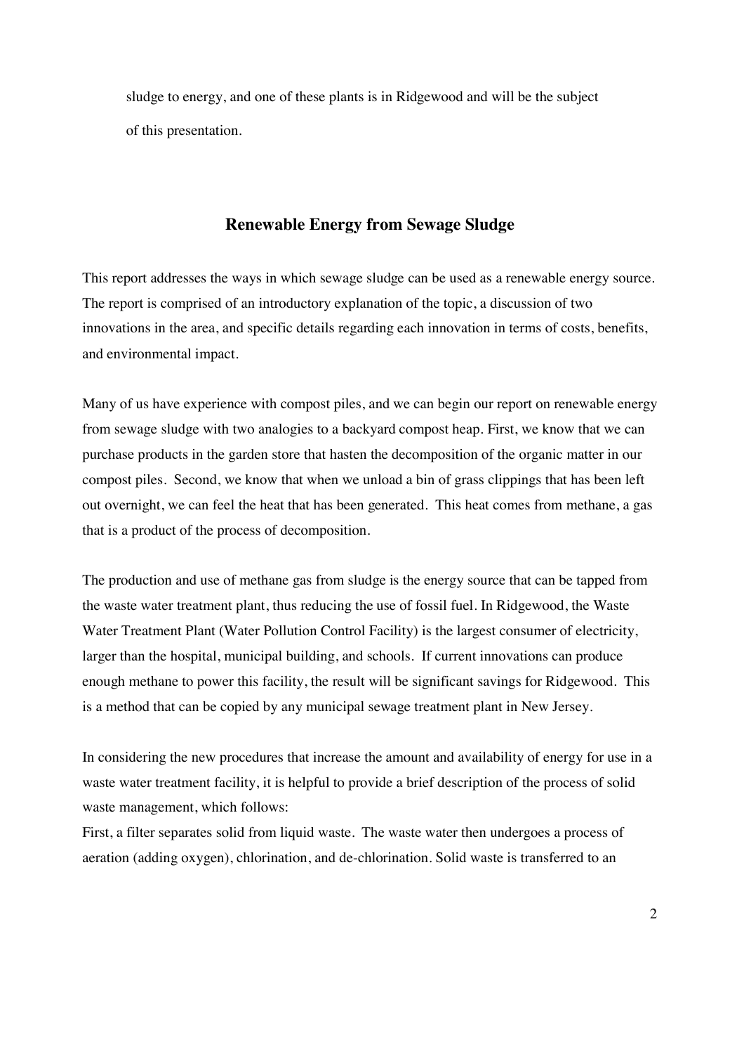sludge to energy, and one of these plants is in Ridgewood and will be the subject of this presentation.

## Renewable Energy from Sewage Sludge

This report addresses the ways in which sewage sludge can be used as a renewable energy source. The report is comprised of an introductory explanation of the topic, a discussion of two innovations in the area, and specific details regarding each innovation in terms of costs, benefits, and environmental impact.

Many of us have experience with compost piles, and we can begin our report on renewable energy from sewage sludge with two analogies to a backyard compost heap. First, we know that we can purchase products in the garden store that hasten the decomposition of the organic matter in our compost piles. Second, we know that when we unload a bin of grass clippings that has been left out overnight, we can feel the heat that has been generated. This heat comes from methane, a gas that is a product of the process of decomposition.

The production and use of methane gas from sludge is the energy source that can be tapped from the waste water treatment plant, thus reducing the use of fossil fuel. In Ridgewood, the Waste Water Treatment Plant (Water Pollution Control Facility) is the largest consumer of electricity, larger than the hospital, municipal building, and schools. If current innovations can produce enough methane to power this facility, the result will be significant savings for Ridgewood. This is a method that can be copied by any municipal sewage treatment plant in New Jersey.

In considering the new procedures that increase the amount and availability of energy for use in a waste water treatment facility, it is helpful to provide a brief description of the process of solid waste management, which follows:

First, a filter separates solid from liquid waste. The waste water then undergoes a process of aeration (adding oxygen), chlorination, and de-chlorination. Solid waste is transferred to an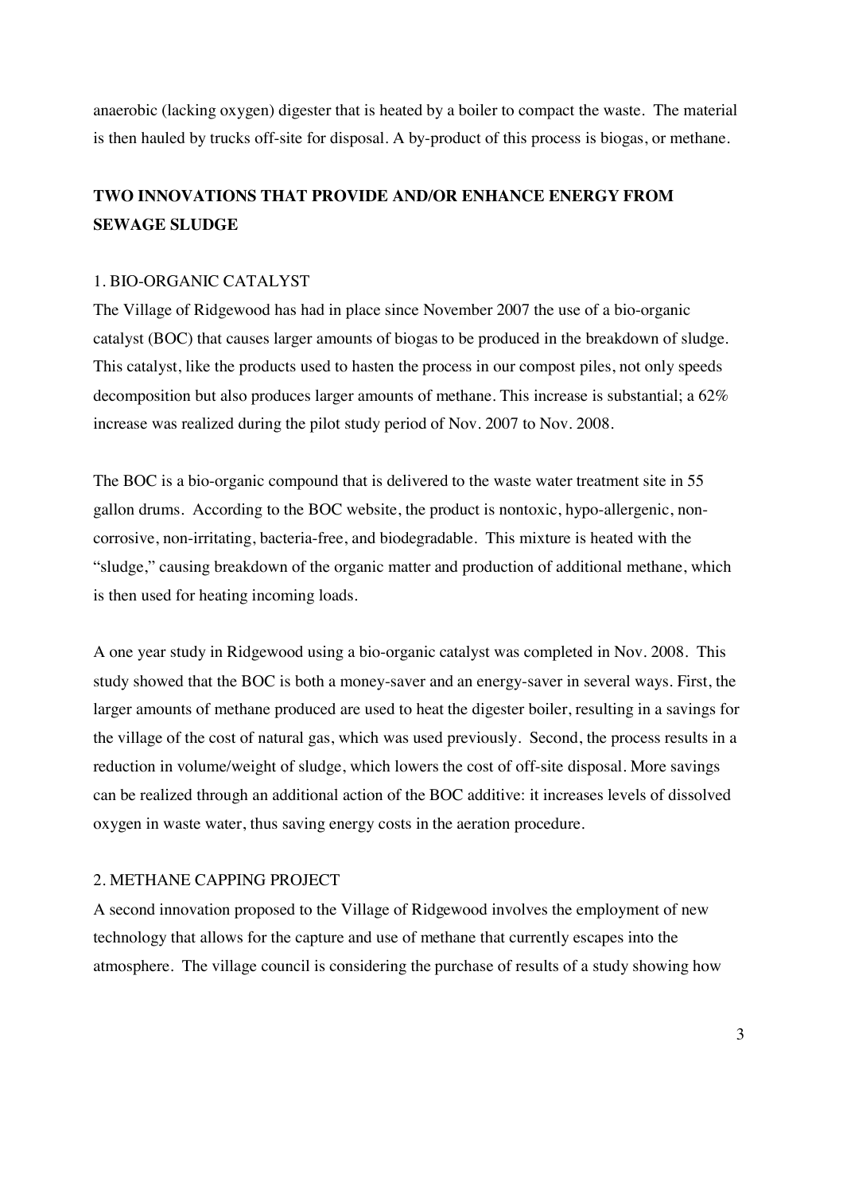anaerobic (lacking oxygen) digester that is heated by a boiler to compact the waste. The material is then hauled by trucks off-site for disposal. A by-product of this process is biogas, or methane.

## TWO INNOVATIONS THAT PROVIDE AND/OR ENHANCE ENERGY FROM SEWAGE SLUDGE

### 1. BIO-ORGANIC CATALYST

The Village of Ridgewood has had in place since November 2007 the use of a bio-organic catalyst (BOC) that causes larger amounts of biogas to be produced in the breakdown of sludge. This catalyst, like the products used to hasten the process in our compost piles, not only speeds decomposition but also produces larger amounts of methane. This increase is substantial; a 62% increase was realized during the pilot study period of Nov. 2007 to Nov. 2008.

The BOC is a bio-organic compound that is delivered to the waste water treatment site in 55 gallon drums. According to the BOC website, the product is nontoxic, hypo-allergenic, non-corrosive, non-irritating, bacteria-free, and biodegradable. This mixture is heated with the "sludge," causing breakdown of the organic matter and production of additional methane, which is then used for heating incoming loads.

A one year study in Ridgewood using a bio-organic catalyst was completed in Nov. 2008. This study showed that the BOC is both a money-saver and an energy-saver in several ways. First, the larger amounts of methane produced are used to heat the digester boiler, resulting in a savings for the village of the cost of natural gas, which was used previously. Second, the process results in a reduction in volume/weight of sludge, which lowers the cost of off-site disposal. More savings can be realized through an additional action of the BOC additive: it increases levels of dissolved oxygen in waste water, thus saving energy costs in the aeration procedure.

### 2. METHANE CAPPING PROJECT

A second innovation proposed to the Village of Ridgewood involves the employment of new technology that allows for the capture and use of methane that currently escapes into the atmosphere. The village council is considering the purchase of results of a study showing how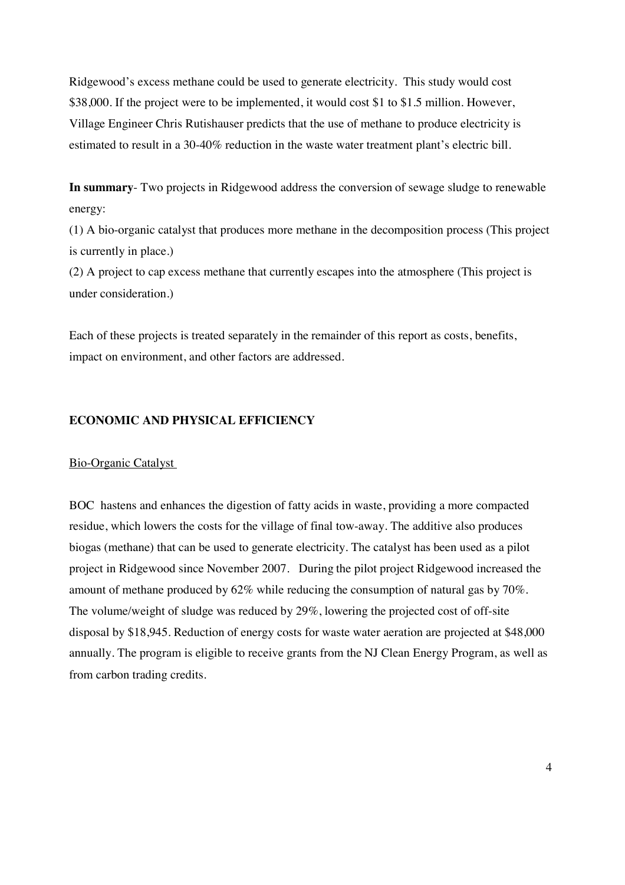Ridgewood's excess methane could be used to generate electricity. This study would cost $38,000. If the project were to be implemented, it would cost $1 to $1.5 million. However, Village Engineer Chris Rutishauser predicts that the use of methane to produce electricity is estimated to result in a 30-40% reduction in the waste water treatment plant's electric bill.

**In summary**- Two projects in Ridgewood address the conversion of sewage sludge to renewable energy:

(1) A bio-organic catalyst that produces more methane in the decomposition process (This project is currently in place.)

(2) A project to cap excess methane that currently escapes into the atmosphere (This project is under consideration.)

Each of these projects is treated separately in the remainder of this report as costs, benefits, impact on environment, and other factors are addressed.

## ECONOMIC AND PHYSICAL EFFICIENCY

### Bio-Organic Catalyst

BOC hastens and enhances the digestion of fatty acids in waste, providing a more compacted residue, which lowers the costs for the village of final tow-away. The additive also produces biogas (methane) that can be used to generate electricity. The catalyst has been used as a pilot project in Ridgewood since November 2007. During the pilot project Ridgewood increased the amount of methane produced by 62% while reducing the consumption of natural gas by 70%. The volume/weight of sludge was reduced by 29%, lowering the projected cost of off-site disposal by $18,945. Reduction of energy costs for waste water aeration are projected at $48,000 annually. The program is eligible to receive grants from the NJ Clean Energy Program, as well as from carbon trading credits.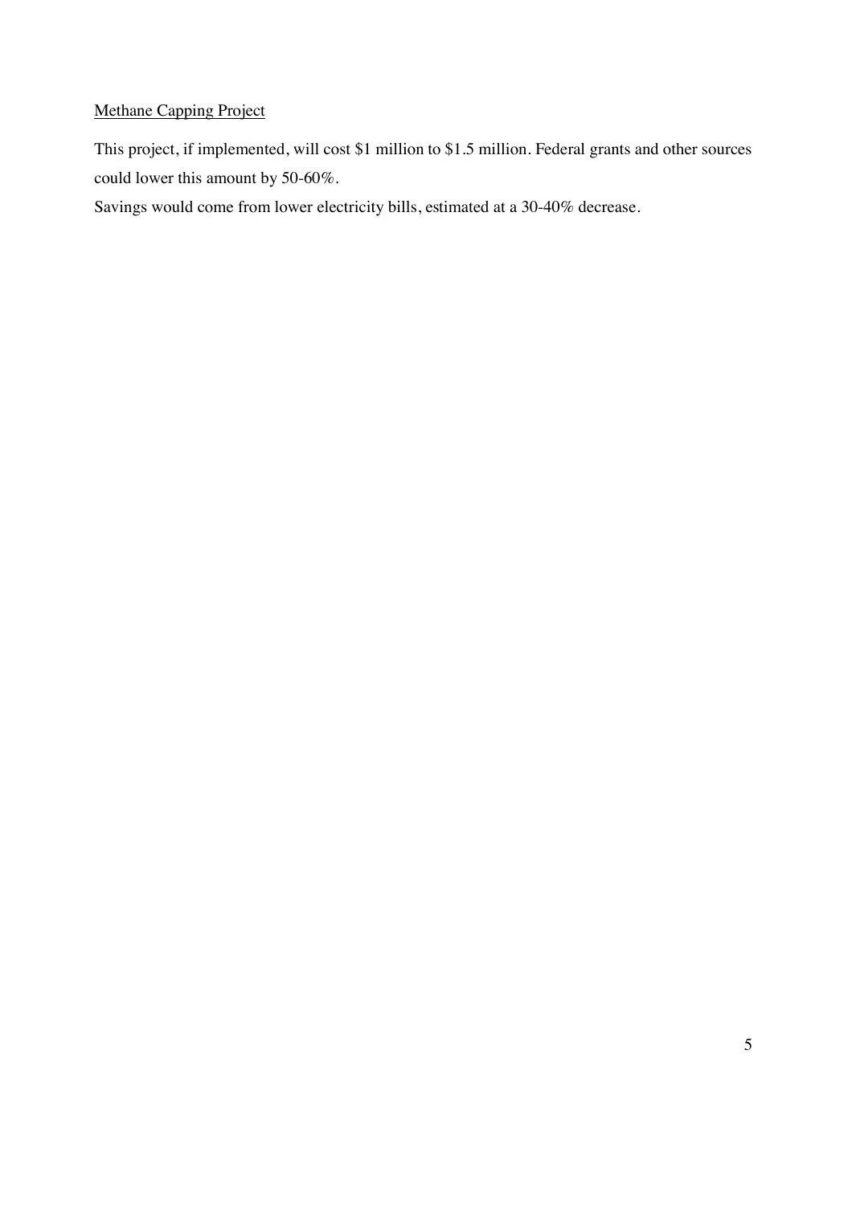<u>Methane Capping Project</u>

This project, if implemented, will cost $1 million to $1.5 million. Federal grants and other sources could lower this amount by 50-60%.

Savings would come from lower electricity bills, estimated at a 30-40% decrease.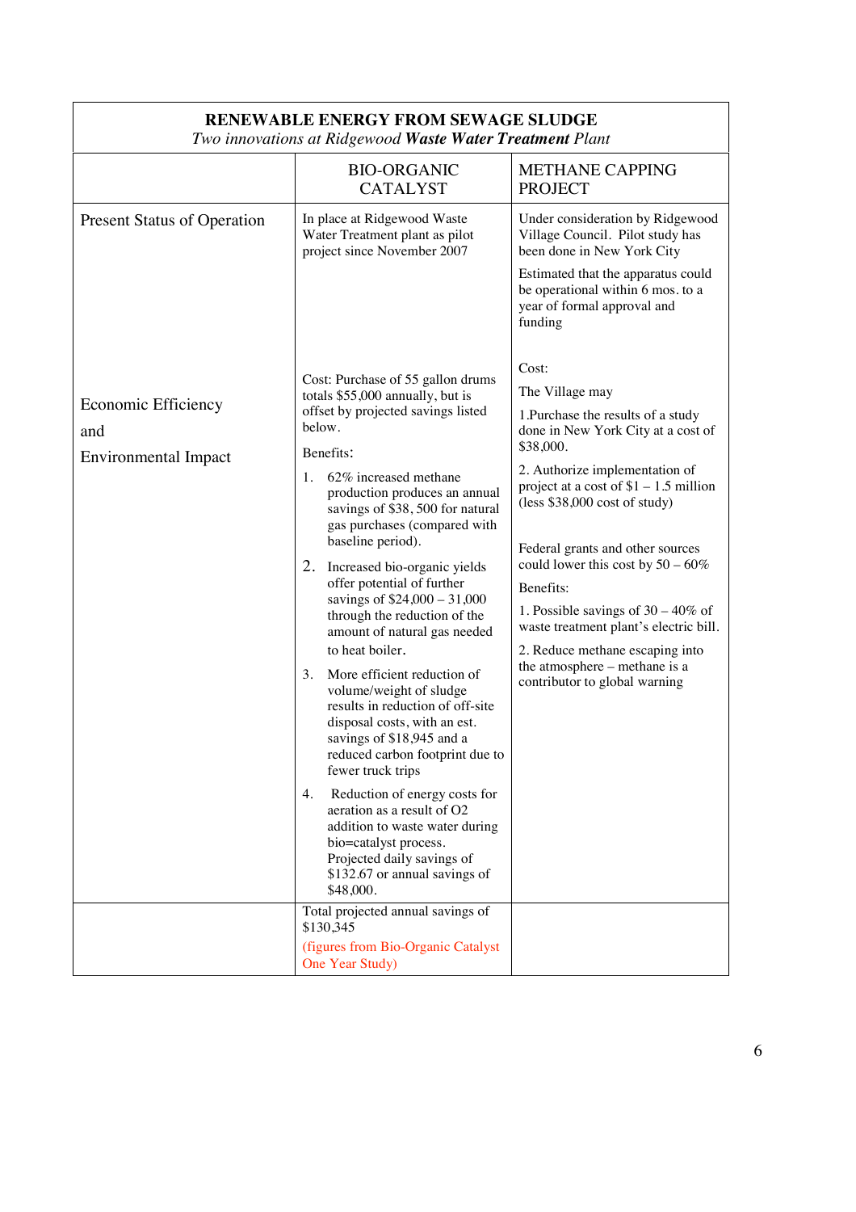| **RENEWABLE ENERGY FROM SEWAGE SLUDGE**<br>*Two innovations at Ridgewood* ***Waste Water Treatment*** *Plant* | | |
|---|---|---|
| | BIO-ORGANIC CATALYST | METHANE CAPPING PROJECT |
| Present Status of Operation | In place at Ridgewood Waste Water Treatment plant as pilot project since November 2007 | Under consideration by Ridgewood Village Council. Pilot study has been done in New York City<br><br>Estimated that the apparatus could be operational within 6 mos. to a year of formal approval and funding |
| Economic Efficiency<br><br>and<br><br>Environmental Impact | Cost: Purchase of 55 gallon drums totals $55,000 annually, but is offset by projected savings listed below.<br><br>Benefits:<br><br>1. 62% increased methane production produces an annual savings of $38, 500 for natural gas purchases (compared with baseline period).<br><br>2. Increased bio-organic yields offer potential of further savings of $24,000 – 31,000 through the reduction of the amount of natural gas needed to heat boiler.<br><br>3. More efficient reduction of volume/weight of sludge results in reduction of off-site disposal costs, with an est. savings of $18,945 and a reduced carbon footprint due to fewer truck trips<br><br>4. Reduction of energy costs for aeration as a result of O2 addition to waste water during bio=catalyst process. Projected daily savings of $132.67 or annual savings of $48,000. | Cost:<br><br>The Village may<br><br>1.Purchase the results of a study done in New York City at a cost of $38,000.<br><br>2. Authorize implementation of project at a cost of $1 – 1.5 million (less $38,000 cost of study)<br><br>Federal grants and other sources could lower this cost by 50 – 60%<br><br>Benefits:<br><br>1. Possible savings of 30 – 40% of waste treatment plant's electric bill.<br><br>2. Reduce methane escaping into the atmosphere – methane is a contributor to global warming |
| | Total projected annual savings of $130,345<br><br>(figures from Bio-Organic Catalyst One Year Study) | |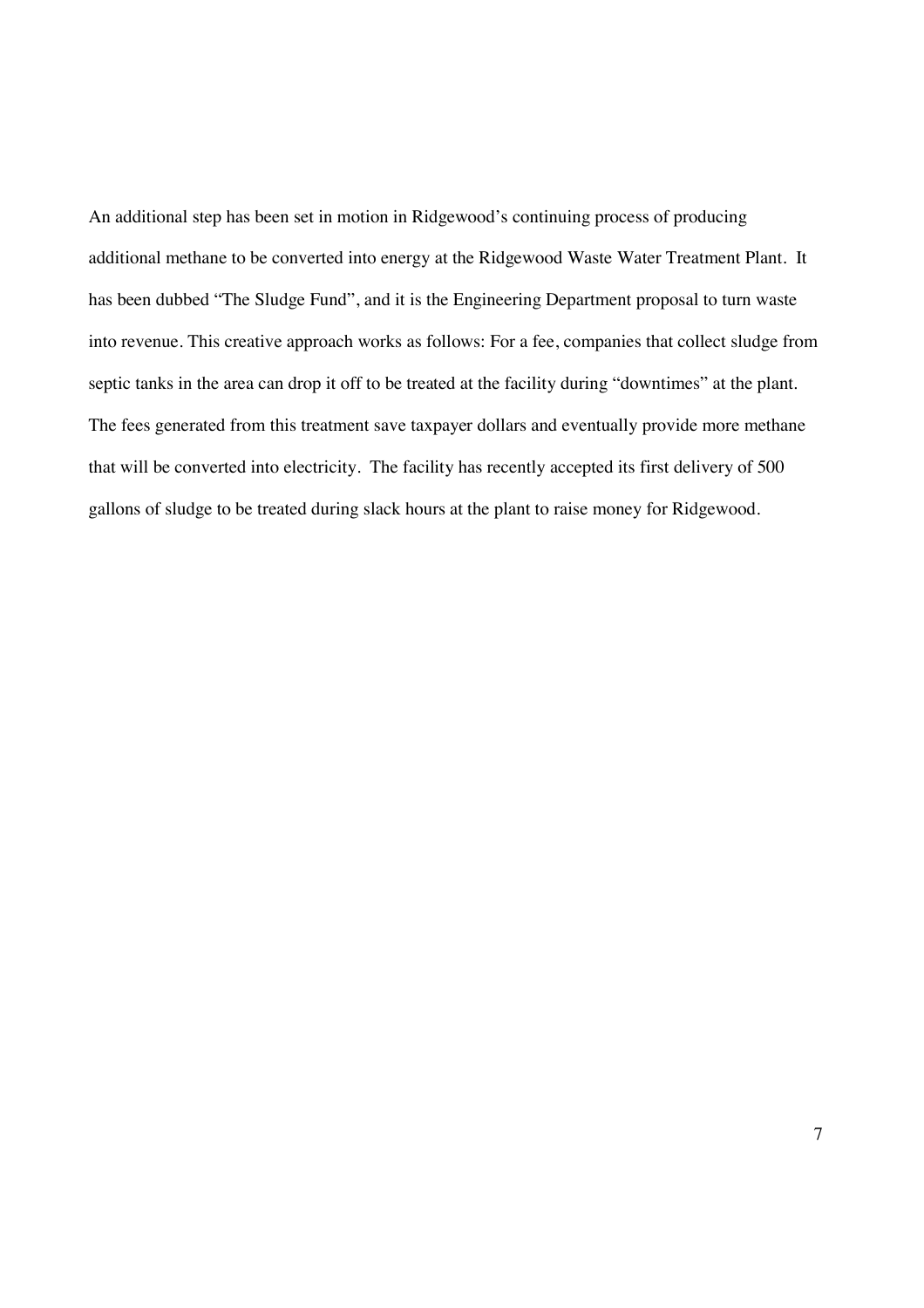An additional step has been set in motion in Ridgewood's continuing process of producing additional methane to be converted into energy at the Ridgewood Waste Water Treatment Plant. It has been dubbed "The Sludge Fund", and it is the Engineering Department proposal to turn waste into revenue. This creative approach works as follows: For a fee, companies that collect sludge from septic tanks in the area can drop it off to be treated at the facility during "downtimes" at the plant. The fees generated from this treatment save taxpayer dollars and eventually provide more methane that will be converted into electricity. The facility has recently accepted its first delivery of 500 gallons of sludge to be treated during slack hours at the plant to raise money for Ridgewood.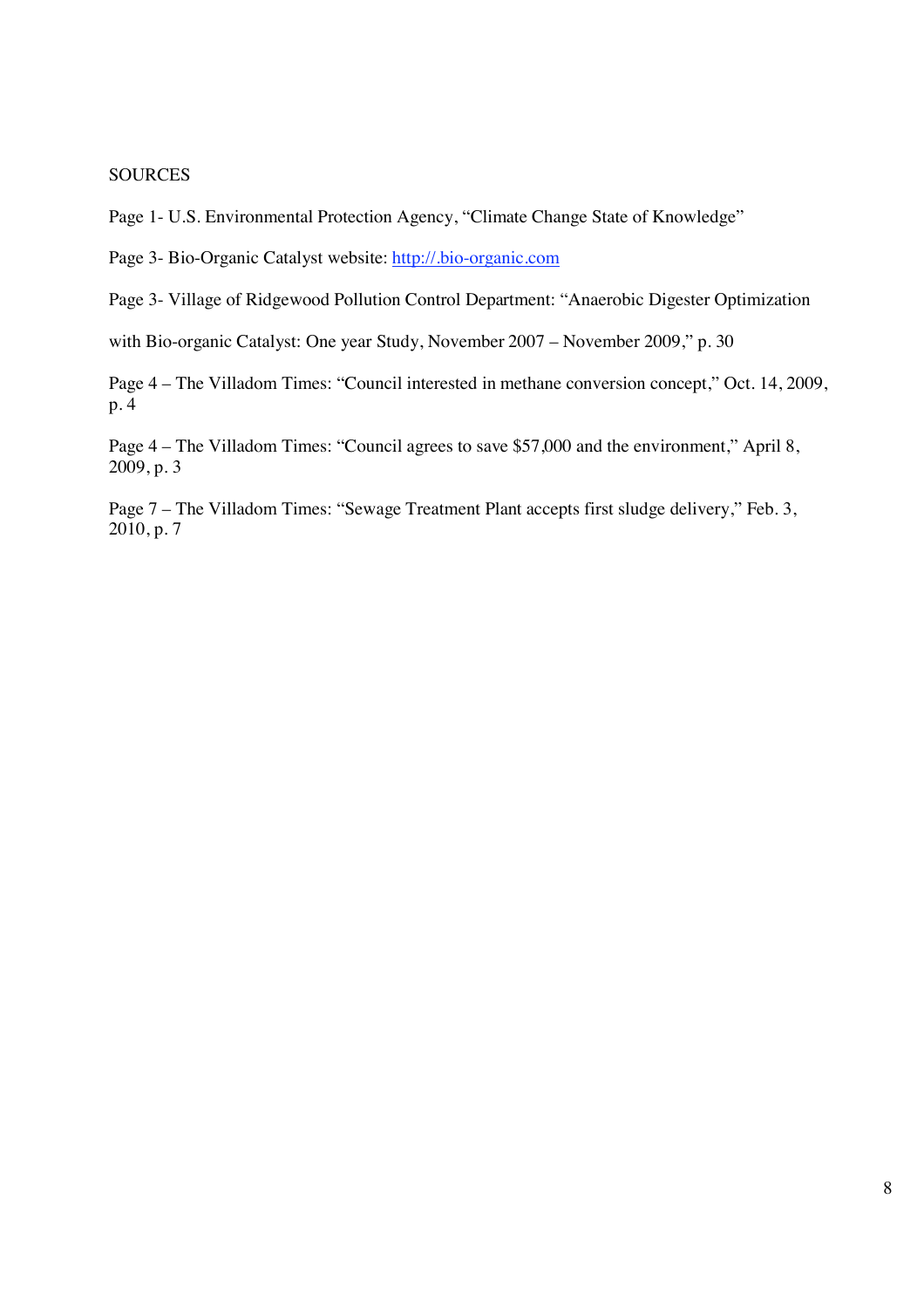SOURCES

Page 1- U.S. Environmental Protection Agency, "Climate Change State of Knowledge"

Page 3- Bio-Organic Catalyst website: http://.bio-organic.com

Page 3- Village of Ridgewood Pollution Control Department: "Anaerobic Digester Optimization with Bio-organic Catalyst: One year Study, November 2007 – November 2009," p. 30

Page 4 – The Villadom Times: "Council interested in methane conversion concept," Oct. 14, 2009, p. 4

Page 4 – The Villadom Times: "Council agrees to save $57,000 and the environment," April 8, 2009, p. 3

Page 7 – The Villadom Times: "Sewage Treatment Plant accepts first sludge delivery," Feb. 3, 2010, p. 7